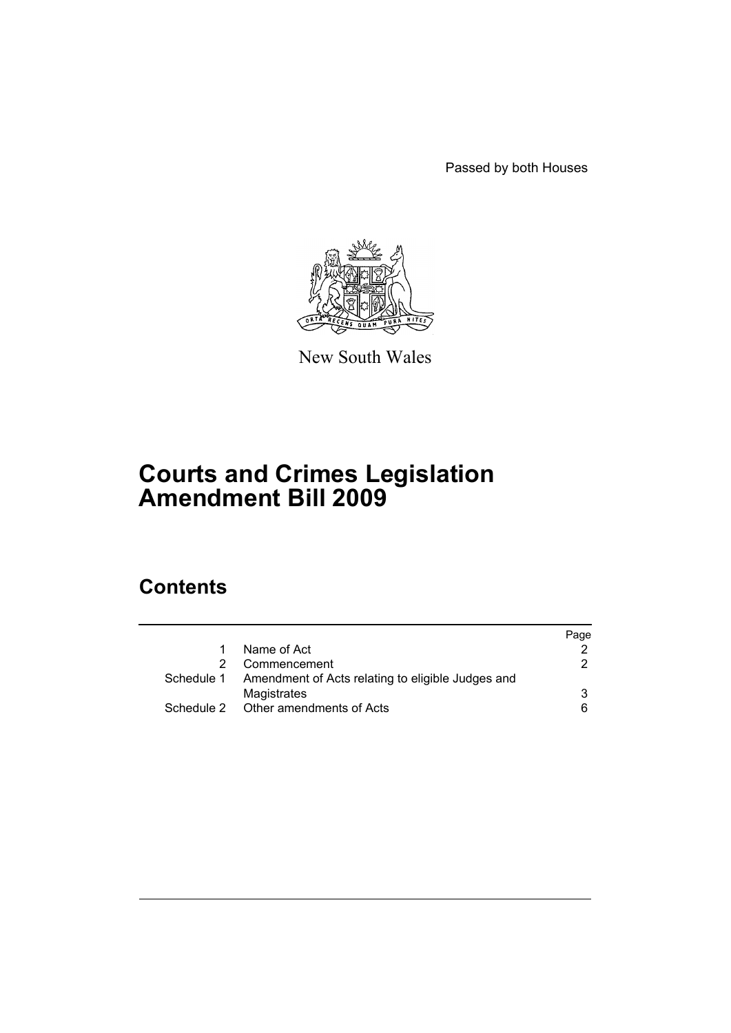Passed by both Houses

New South Wales

# Courts and Crimes Legislation Amendment Bill 2009

## Contents

| | | Page |
|---|---|---|
| 1 | Name of Act | 2 |
| 2 | Commencement | 2 |
| Schedule 1 | Amendment of Acts relating to eligible Judges and Magistrates | 3 |
| Schedule 2 | Other amendments of Acts | 6 |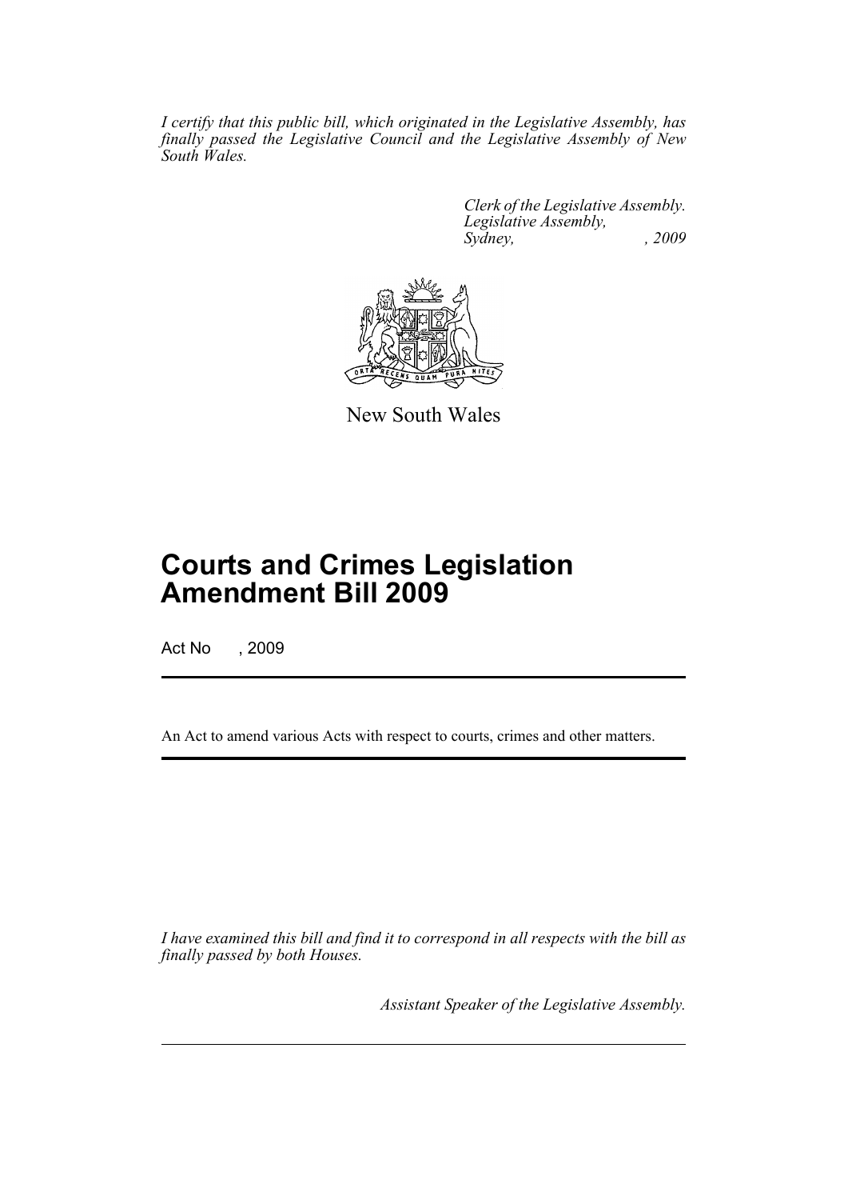*I certify that this public bill, which originated in the Legislative Assembly, has finally passed the Legislative Council and the Legislative Assembly of New South Wales.*

*Clerk of the Legislative Assembly.*
*Legislative Assembly,*
*Sydney, , 2009*

New South Wales

# Courts and Crimes Legislation Amendment Bill 2009

Act No , 2009

An Act to amend various Acts with respect to courts, crimes and other matters.

*I have examined this bill and find it to correspond in all respects with the bill as finally passed by both Houses.*

*Assistant Speaker of the Legislative Assembly.*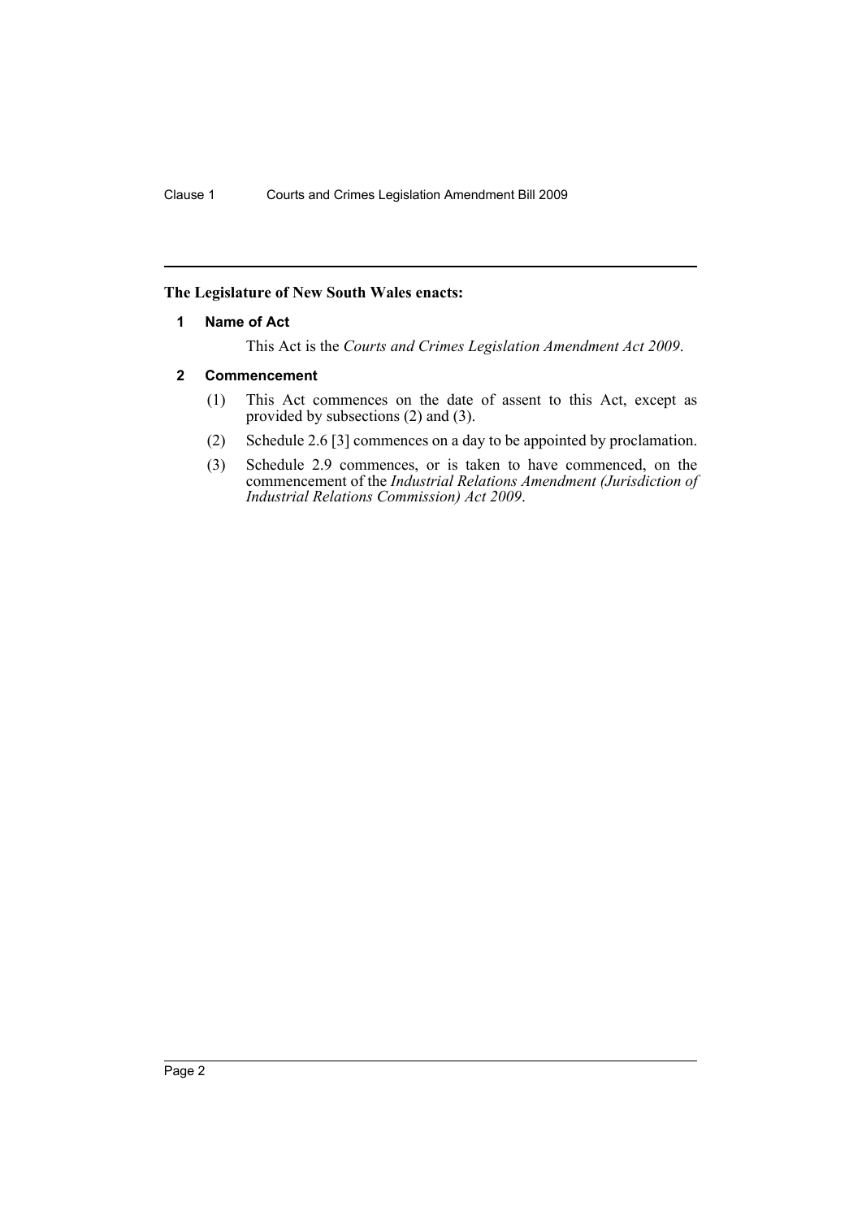**The Legislature of New South Wales enacts:**

## 1 Name of Act

This Act is the *Courts and Crimes Legislation Amendment Act 2009*.

## 2 Commencement

(1) This Act commences on the date of assent to this Act, except as provided by subsections (2) and (3).

(2) Schedule 2.6 [3] commences on a day to be appointed by proclamation.

(3) Schedule 2.9 commences, or is taken to have commenced, on the commencement of the *Industrial Relations Amendment (Jurisdiction of Industrial Relations Commission) Act 2009*.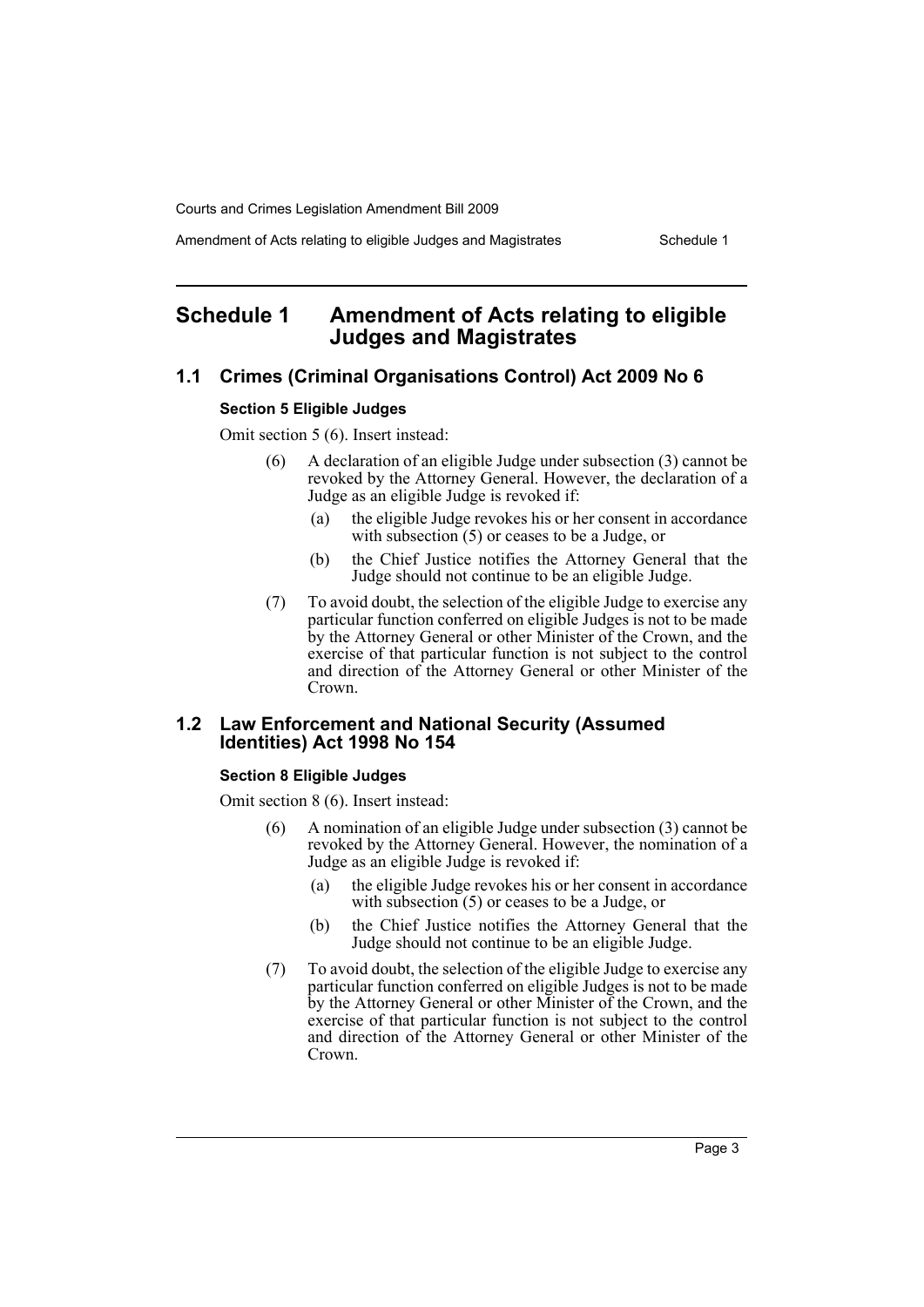# Schedule 1 Amendment of Acts relating to eligible Judges and Magistrates

## 1.1 Crimes (Criminal Organisations Control) Act 2009 No 6

### Section 5 Eligible Judges

Omit section 5 (6). Insert instead:

(6) A declaration of an eligible Judge under subsection (3) cannot be revoked by the Attorney General. However, the declaration of a Judge as an eligible Judge is revoked if:

(a) the eligible Judge revokes his or her consent in accordance with subsection (5) or ceases to be a Judge, or

(b) the Chief Justice notifies the Attorney General that the Judge should not continue to be an eligible Judge.

(7) To avoid doubt, the selection of the eligible Judge to exercise any particular function conferred on eligible Judges is not to be made by the Attorney General or other Minister of the Crown, and the exercise of that particular function is not subject to the control and direction of the Attorney General or other Minister of the Crown.

## 1.2 Law Enforcement and National Security (Assumed Identities) Act 1998 No 154

### Section 8 Eligible Judges

Omit section 8 (6). Insert instead:

(6) A nomination of an eligible Judge under subsection (3) cannot be revoked by the Attorney General. However, the nomination of a Judge as an eligible Judge is revoked if:

(a) the eligible Judge revokes his or her consent in accordance with subsection (5) or ceases to be a Judge, or

(b) the Chief Justice notifies the Attorney General that the Judge should not continue to be an eligible Judge.

(7) To avoid doubt, the selection of the eligible Judge to exercise any particular function conferred on eligible Judges is not to be made by the Attorney General or other Minister of the Crown, and the exercise of that particular function is not subject to the control and direction of the Attorney General or other Minister of the Crown.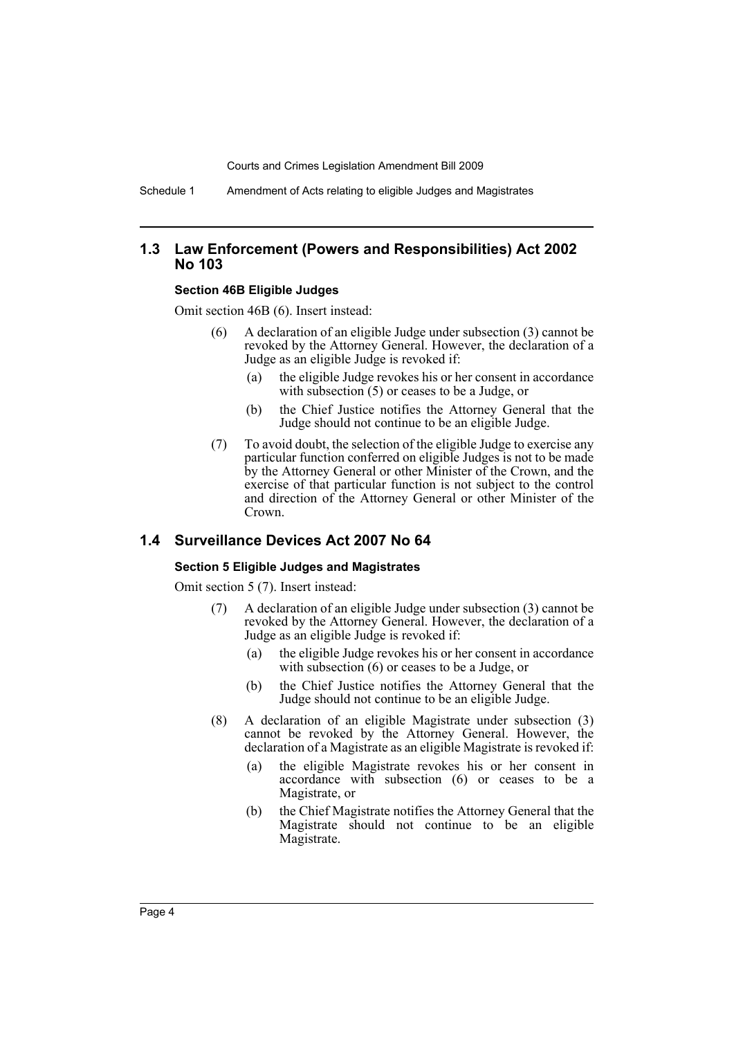## 1.3 Law Enforcement (Powers and Responsibilities) Act 2002 No 103

**Section 46B Eligible Judges**

Omit section 46B (6). Insert instead:

(6) A declaration of an eligible Judge under subsection (3) cannot be revoked by the Attorney General. However, the declaration of a Judge as an eligible Judge is revoked if:

(a) the eligible Judge revokes his or her consent in accordance with subsection (5) or ceases to be a Judge, or

(b) the Chief Justice notifies the Attorney General that the Judge should not continue to be an eligible Judge.

(7) To avoid doubt, the selection of the eligible Judge to exercise any particular function conferred on eligible Judges is not to be made by the Attorney General or other Minister of the Crown, and the exercise of that particular function is not subject to the control and direction of the Attorney General or other Minister of the Crown.

## 1.4 Surveillance Devices Act 2007 No 64

**Section 5 Eligible Judges and Magistrates**

Omit section 5 (7). Insert instead:

(7) A declaration of an eligible Judge under subsection (3) cannot be revoked by the Attorney General. However, the declaration of a Judge as an eligible Judge is revoked if:

(a) the eligible Judge revokes his or her consent in accordance with subsection (6) or ceases to be a Judge, or

(b) the Chief Justice notifies the Attorney General that the Judge should not continue to be an eligible Judge.

(8) A declaration of an eligible Magistrate under subsection (3) cannot be revoked by the Attorney General. However, the declaration of a Magistrate as an eligible Magistrate is revoked if:

(a) the eligible Magistrate revokes his or her consent in accordance with subsection (6) or ceases to be a Magistrate, or

(b) the Chief Magistrate notifies the Attorney General that the Magistrate should not continue to be an eligible Magistrate.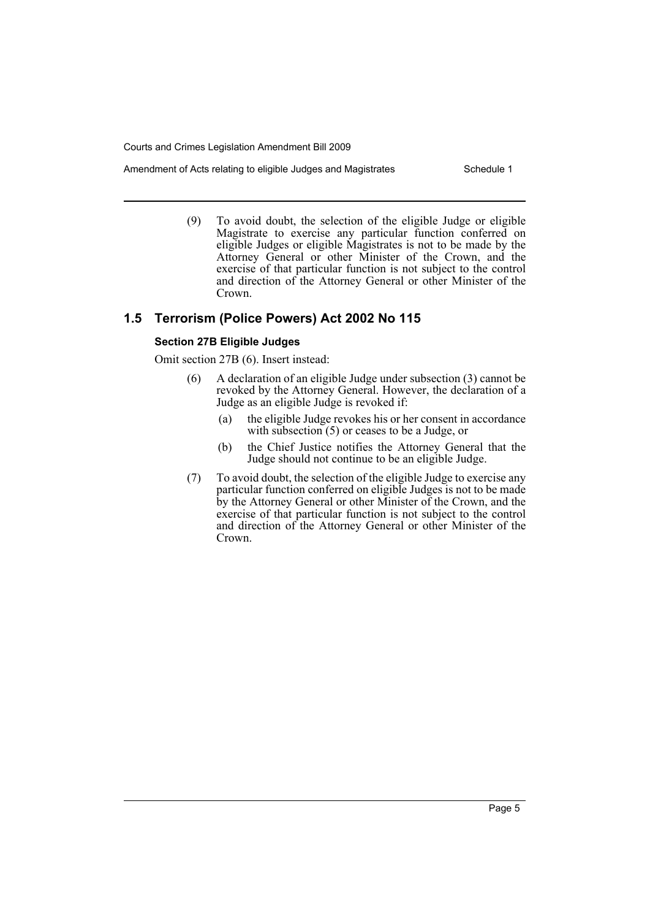(9) To avoid doubt, the selection of the eligible Judge or eligible Magistrate to exercise any particular function conferred on eligible Judges or eligible Magistrates is not to be made by the Attorney General or other Minister of the Crown, and the exercise of that particular function is not subject to the control and direction of the Attorney General or other Minister of the Crown.

## 1.5 Terrorism (Police Powers) Act 2002 No 115

### Section 27B Eligible Judges

Omit section 27B (6). Insert instead:

(6) A declaration of an eligible Judge under subsection (3) cannot be revoked by the Attorney General. However, the declaration of a Judge as an eligible Judge is revoked if:

(a) the eligible Judge revokes his or her consent in accordance with subsection (5) or ceases to be a Judge, or

(b) the Chief Justice notifies the Attorney General that the Judge should not continue to be an eligible Judge.

(7) To avoid doubt, the selection of the eligible Judge to exercise any particular function conferred on eligible Judges is not to be made by the Attorney General or other Minister of the Crown, and the exercise of that particular function is not subject to the control and direction of the Attorney General or other Minister of the Crown.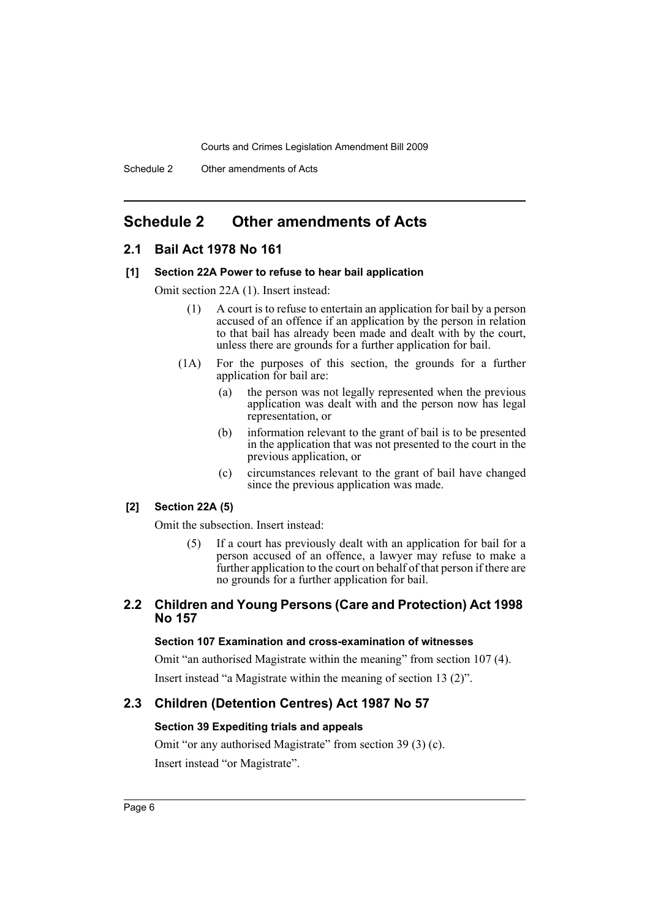# Schedule 2 Other amendments of Acts

## 2.1 Bail Act 1978 No 161

### [1] Section 22A Power to refuse to hear bail application

Omit section 22A (1). Insert instead:

> (1) A court is to refuse to entertain an application for bail by a person accused of an offence if an application by the person in relation to that bail has already been made and dealt with by the court, unless there are grounds for a further application for bail.
>
> (1A) For the purposes of this section, the grounds for a further application for bail are:
>
> (a) the person was not legally represented when the previous application was dealt with and the person now has legal representation, or
>
> (b) information relevant to the grant of bail is to be presented in the application that was not presented to the court in the previous application, or
>
> (c) circumstances relevant to the grant of bail have changed since the previous application was made.

### [2] Section 22A (5)

Omit the subsection. Insert instead:

> (5) If a court has previously dealt with an application for bail for a person accused of an offence, a lawyer may refuse to make a further application to the court on behalf of that person if there are no grounds for a further application for bail.

## 2.2 Children and Young Persons (Care and Protection) Act 1998 No 157

### Section 107 Examination and cross-examination of witnesses

Omit "an authorised Magistrate within the meaning" from section 107 (4).

Insert instead "a Magistrate within the meaning of section 13 (2)".

## 2.3 Children (Detention Centres) Act 1987 No 57

### Section 39 Expediting trials and appeals

Omit "or any authorised Magistrate" from section 39 (3) (c).

Insert instead "or Magistrate".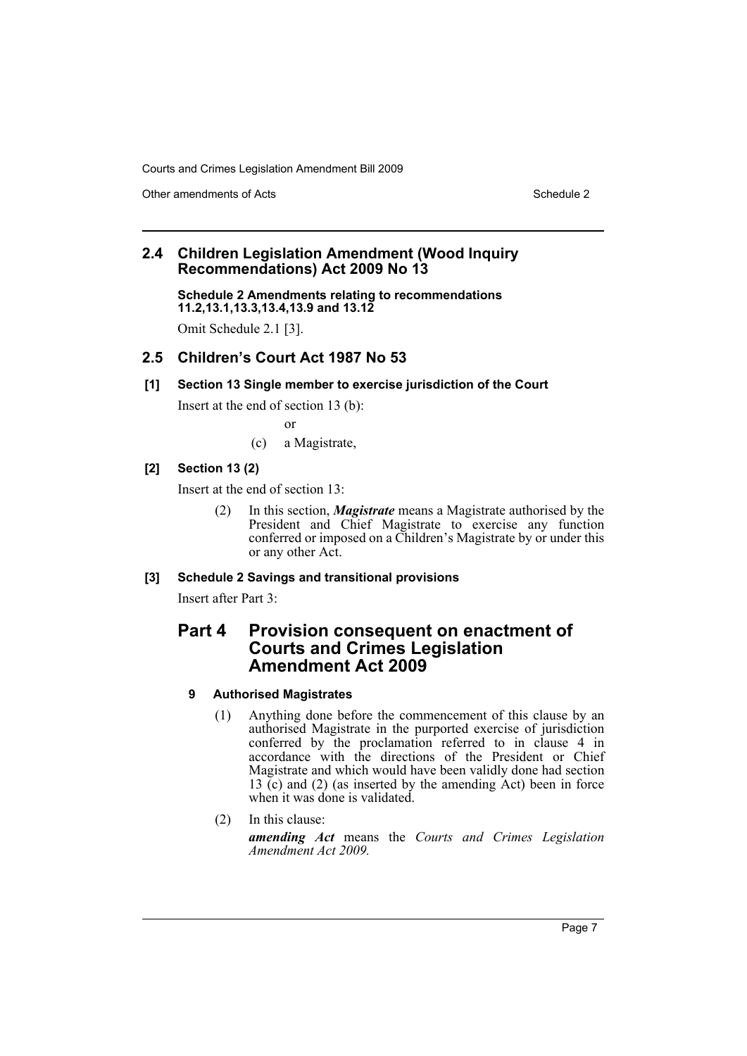## 2.4 Children Legislation Amendment (Wood Inquiry Recommendations) Act 2009 No 13

**Schedule 2 Amendments relating to recommendations 11.2,13.1,13.3,13.4,13.9 and 13.12**

Omit Schedule 2.1 [3].

## 2.5 Children's Court Act 1987 No 53

### [1] Section 13 Single member to exercise jurisdiction of the Court

Insert at the end of section 13 (b):

or

(c) a Magistrate,

### [2] Section 13 (2)

Insert at the end of section 13:

(2) In this section, ***Magistrate*** means a Magistrate authorised by the President and Chief Magistrate to exercise any function conferred or imposed on a Children's Magistrate by or under this or any other Act.

### [3] Schedule 2 Savings and transitional provisions

Insert after Part 3:

# Part 4 Provision consequent on enactment of Courts and Crimes Legislation Amendment Act 2009

#### 9 Authorised Magistrates

(1) Anything done before the commencement of this clause by an authorised Magistrate in the purported exercise of jurisdiction conferred by the proclamation referred to in clause 4 in accordance with the directions of the President or Chief Magistrate and which would have been validly done had section 13 (c) and (2) (as inserted by the amending Act) been in force when it was done is validated.

(2) In this clause:

***amending Act*** means the *Courts and Crimes Legislation Amendment Act 2009.*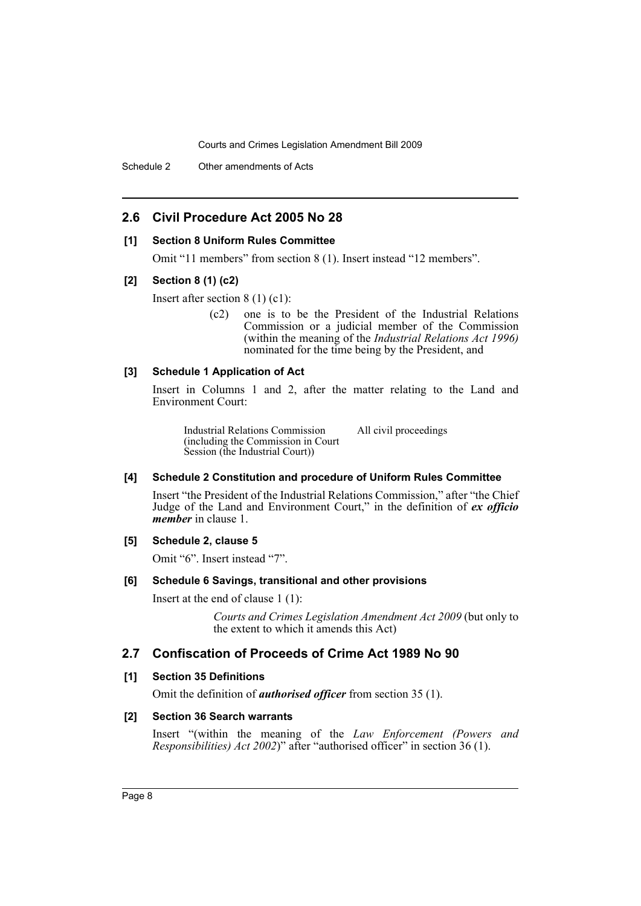## 2.6 Civil Procedure Act 2005 No 28

**[1] Section 8 Uniform Rules Committee**

Omit "11 members" from section 8 (1). Insert instead "12 members".

**[2] Section 8 (1) (c2)**

Insert after section 8 (1) (c1):

> (c2) one is to be the President of the Industrial Relations Commission or a judicial member of the Commission (within the meaning of the *Industrial Relations Act 1996)* nominated for the time being by the President, and

**[3] Schedule 1 Application of Act**

Insert in Columns 1 and 2, after the matter relating to the Land and Environment Court:

| | |
|---|---|
| Industrial Relations Commission (including the Commission in Court Session (the Industrial Court)) | All civil proceedings |

**[4] Schedule 2 Constitution and procedure of Uniform Rules Committee**

Insert "the President of the Industrial Relations Commission," after "the Chief Judge of the Land and Environment Court," in the definition of ***ex officio member*** in clause 1.

**[5] Schedule 2, clause 5**

Omit "6". Insert instead "7".

**[6] Schedule 6 Savings, transitional and other provisions**

Insert at the end of clause 1 (1):

> *Courts and Crimes Legislation Amendment Act 2009* (but only to the extent to which it amends this Act)

## 2.7 Confiscation of Proceeds of Crime Act 1989 No 90

**[1] Section 35 Definitions**

Omit the definition of ***authorised officer*** from section 35 (1).

**[2] Section 36 Search warrants**

Insert "(within the meaning of the *Law Enforcement (Powers and Responsibilities) Act 2002*)" after "authorised officer" in section 36 (1).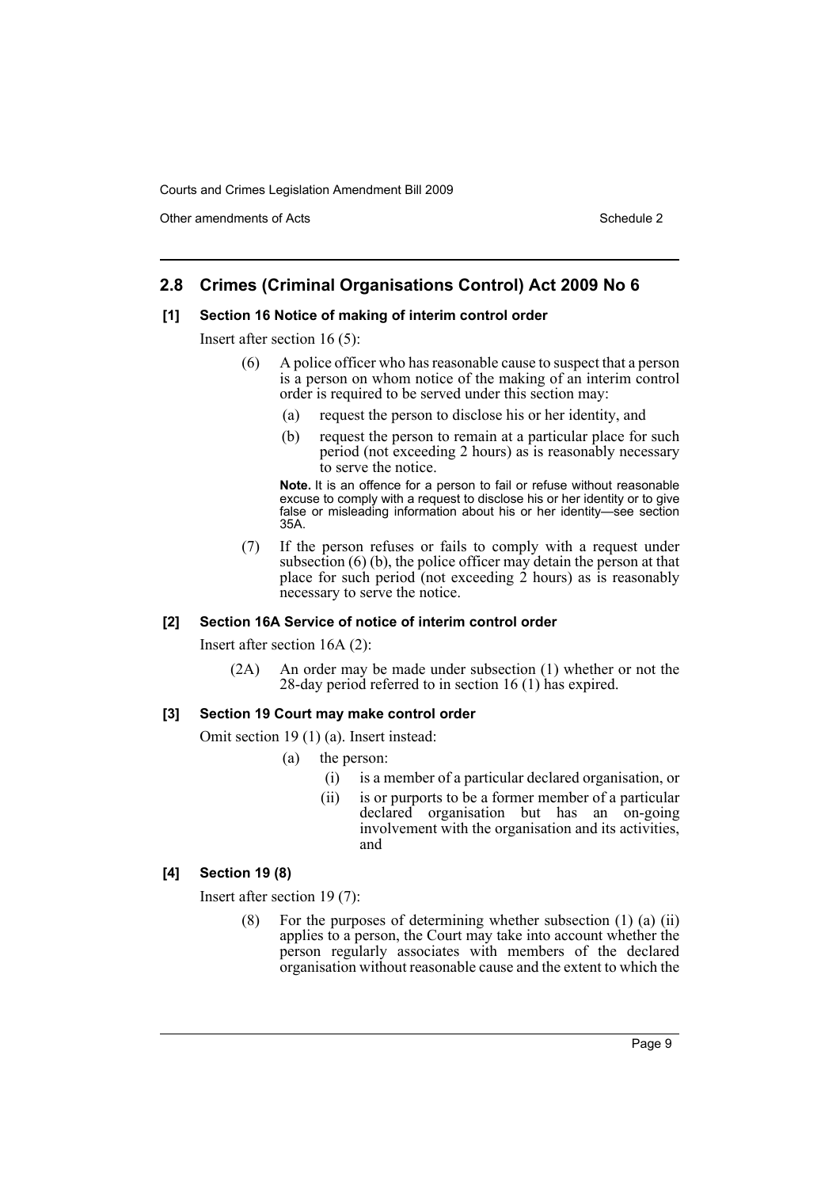## 2.8 Crimes (Criminal Organisations Control) Act 2009 No 6

### [1] Section 16 Notice of making of interim control order

Insert after section 16 (5):

> (6) A police officer who has reasonable cause to suspect that a person is a person on whom notice of the making of an interim control order is required to be served under this section may:
>
> (a) request the person to disclose his or her identity, and
>
> (b) request the person to remain at a particular place for such period (not exceeding 2 hours) as is reasonably necessary to serve the notice.
>
> **Note.** It is an offence for a person to fail or refuse without reasonable excuse to comply with a request to disclose his or her identity or to give false or misleading information about his or her identity—see section 35A.
>
> (7) If the person refuses or fails to comply with a request under subsection (6) (b), the police officer may detain the person at that place for such period (not exceeding 2 hours) as is reasonably necessary to serve the notice.

### [2] Section 16A Service of notice of interim control order

Insert after section 16A (2):

> (2A) An order may be made under subsection (1) whether or not the 28-day period referred to in section 16 (1) has expired.

### [3] Section 19 Court may make control order

Omit section 19 (1) (a). Insert instead:

> (a) the person:
>
> (i) is a member of a particular declared organisation, or
>
> (ii) is or purports to be a former member of a particular declared organisation but has an on-going involvement with the organisation and its activities, and

### [4] Section 19 (8)

Insert after section 19 (7):

> (8) For the purposes of determining whether subsection (1) (a) (ii) applies to a person, the Court may take into account whether the person regularly associates with members of the declared organisation without reasonable cause and the extent to which the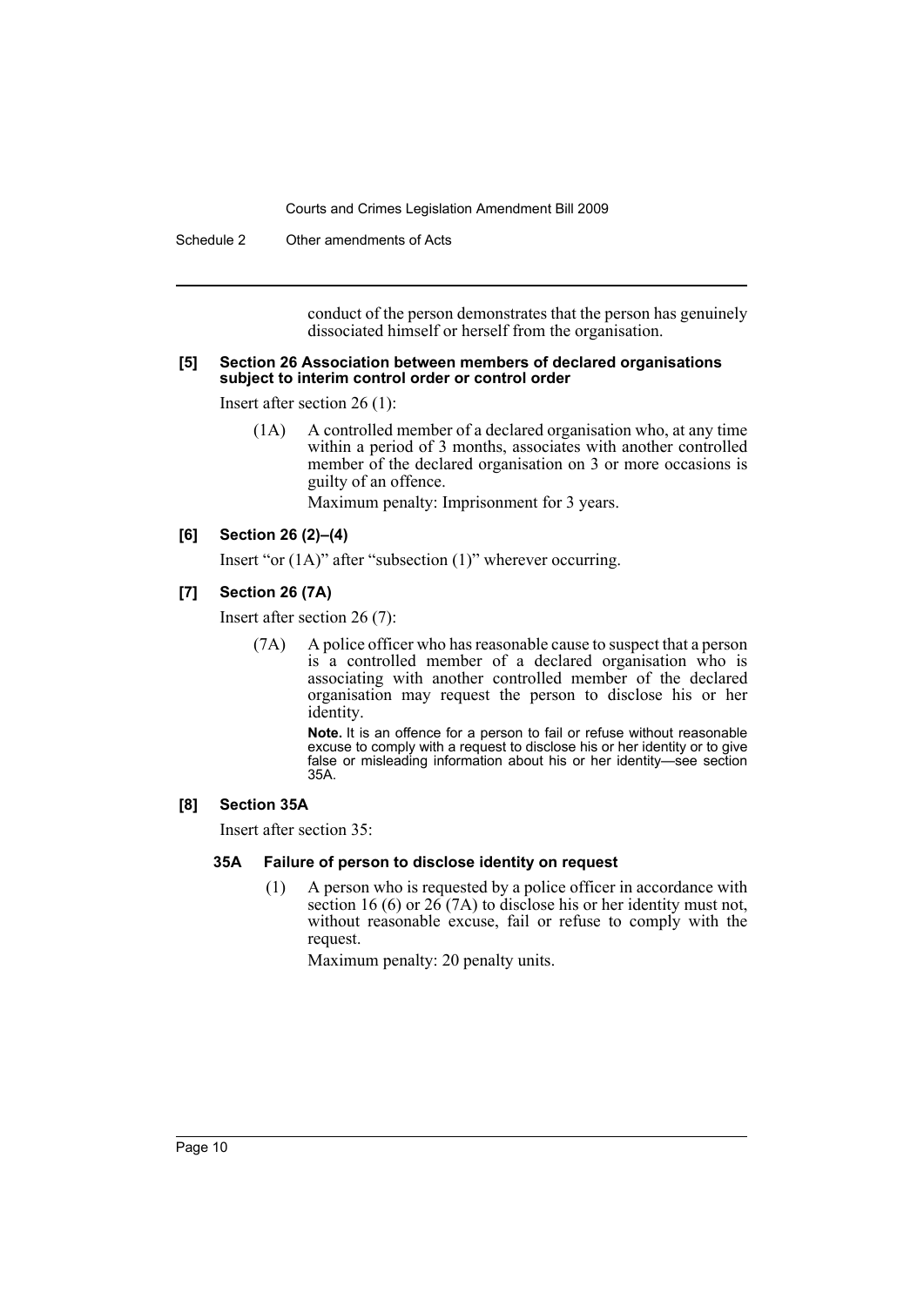conduct of the person demonstrates that the person has genuinely dissociated himself or herself from the organisation.

#### [5] Section 26 Association between members of declared organisations subject to interim control order or control order

Insert after section 26 (1):

> (1A) A controlled member of a declared organisation who, at any time within a period of 3 months, associates with another controlled member of the declared organisation on 3 or more occasions is guilty of an offence.
>
> Maximum penalty: Imprisonment for 3 years.

#### [6] Section 26 (2)–(4)

Insert "or (1A)" after "subsection (1)" wherever occurring.

#### [7] Section 26 (7A)

Insert after section 26 (7):

> (7A) A police officer who has reasonable cause to suspect that a person is a controlled member of a declared organisation who is associating with another controlled member of the declared organisation may request the person to disclose his or her identity.
>
> **Note.** It is an offence for a person to fail or refuse without reasonable excuse to comply with a request to disclose his or her identity or to give false or misleading information about his or her identity—see section 35A.

#### [8] Section 35A

Insert after section 35:

> **35A Failure of person to disclose identity on request**
>
> (1) A person who is requested by a police officer in accordance with section 16 (6) or 26 (7A) to disclose his or her identity must not, without reasonable excuse, fail or refuse to comply with the request.
>
> Maximum penalty: 20 penalty units.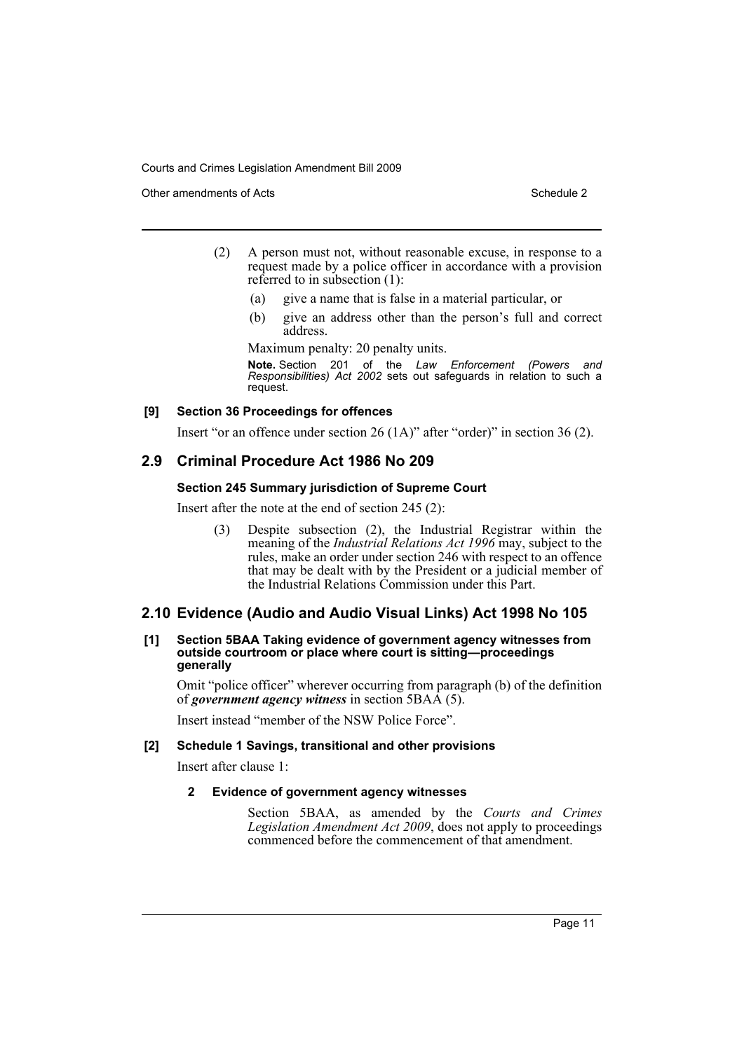(2) A person must not, without reasonable excuse, in response to a request made by a police officer in accordance with a provision referred to in subsection (1):

(a) give a name that is false in a material particular, or

(b) give an address other than the person's full and correct address.

Maximum penalty: 20 penalty units.

**Note.** Section 201 of the *Law Enforcement (Powers and Responsibilities) Act 2002* sets out safeguards in relation to such a request.

#### [9] Section 36 Proceedings for offences

Insert "or an offence under section 26 (1A)" after "order)" in section 36 (2).

## 2.9 Criminal Procedure Act 1986 No 209

#### Section 245 Summary jurisdiction of Supreme Court

Insert after the note at the end of section 245 (2):

(3) Despite subsection (2), the Industrial Registrar within the meaning of the *Industrial Relations Act 1996* may, subject to the rules, make an order under section 246 with respect to an offence that may be dealt with by the President or a judicial member of the Industrial Relations Commission under this Part.

## 2.10 Evidence (Audio and Audio Visual Links) Act 1998 No 105

#### [1] Section 5BAA Taking evidence of government agency witnesses from outside courtroom or place where court is sitting—proceedings generally

Omit "police officer" wherever occurring from paragraph (b) of the definition of ***government agency witness*** in section 5BAA (5).

Insert instead "member of the NSW Police Force".

#### [2] Schedule 1 Savings, transitional and other provisions

Insert after clause 1:

**2 Evidence of government agency witnesses**

Section 5BAA, as amended by the *Courts and Crimes Legislation Amendment Act 2009*, does not apply to proceedings commenced before the commencement of that amendment.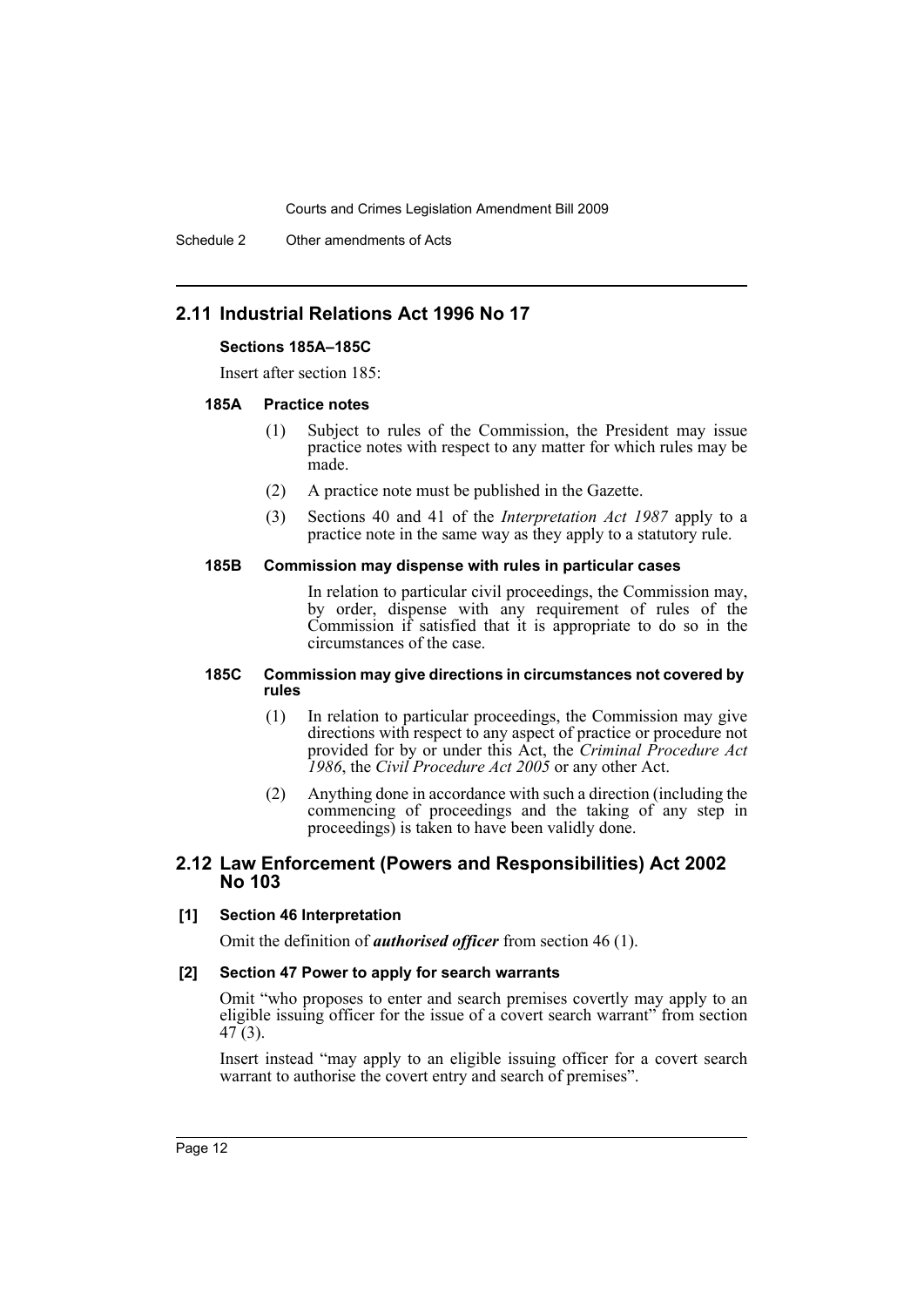## 2.11 Industrial Relations Act 1996 No 17

**Sections 185A–185C**

Insert after section 185:

#### 185A Practice notes

(1) Subject to rules of the Commission, the President may issue practice notes with respect to any matter for which rules may be made.

(2) A practice note must be published in the Gazette.

(3) Sections 40 and 41 of the *Interpretation Act 1987* apply to a practice note in the same way as they apply to a statutory rule.

#### 185B Commission may dispense with rules in particular cases

In relation to particular civil proceedings, the Commission may, by order, dispense with any requirement of rules of the Commission if satisfied that it is appropriate to do so in the circumstances of the case.

#### 185C Commission may give directions in circumstances not covered by rules

(1) In relation to particular proceedings, the Commission may give directions with respect to any aspect of practice or procedure not provided for by or under this Act, the *Criminal Procedure Act 1986*, the *Civil Procedure Act 2005* or any other Act.

(2) Anything done in accordance with such a direction (including the commencing of proceedings and the taking of any step in proceedings) is taken to have been validly done.

## 2.12 Law Enforcement (Powers and Responsibilities) Act 2002 No 103

**[1] Section 46 Interpretation**

Omit the definition of ***authorised officer*** from section 46 (1).

**[2] Section 47 Power to apply for search warrants**

Omit "who proposes to enter and search premises covertly may apply to an eligible issuing officer for the issue of a covert search warrant" from section 47 (3).

Insert instead "may apply to an eligible issuing officer for a covert search warrant to authorise the covert entry and search of premises".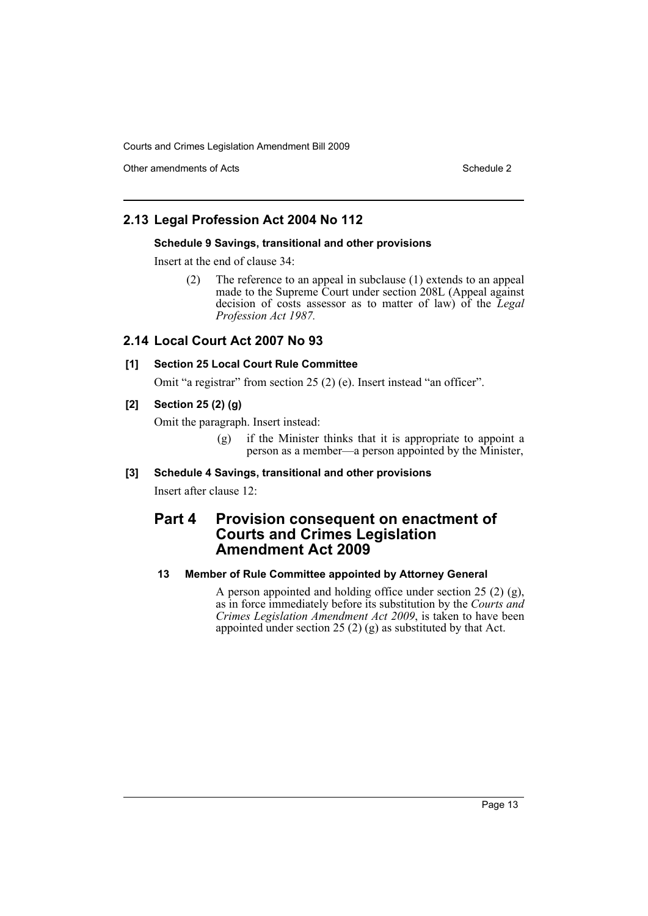## 2.13 Legal Profession Act 2004 No 112

### Schedule 9 Savings, transitional and other provisions

Insert at the end of clause 34:

> (2) The reference to an appeal in subclause (1) extends to an appeal made to the Supreme Court under section 208L (Appeal against decision of costs assessor as to matter of law) of the *Legal Profession Act 1987.*

## 2.14 Local Court Act 2007 No 93

### [1] Section 25 Local Court Rule Committee

Omit "a registrar" from section 25 (2) (e). Insert instead "an officer".

### [2] Section 25 (2) (g)

Omit the paragraph. Insert instead:

> (g) if the Minister thinks that it is appropriate to appoint a person as a member—a person appointed by the Minister,

### [3] Schedule 4 Savings, transitional and other provisions

Insert after clause 12:

## Part 4 Provision consequent on enactment of Courts and Crimes Legislation Amendment Act 2009

### 13 Member of Rule Committee appointed by Attorney General

A person appointed and holding office under section 25 (2) (g), as in force immediately before its substitution by the *Courts and Crimes Legislation Amendment Act 2009*, is taken to have been appointed under section 25 (2) (g) as substituted by that Act.